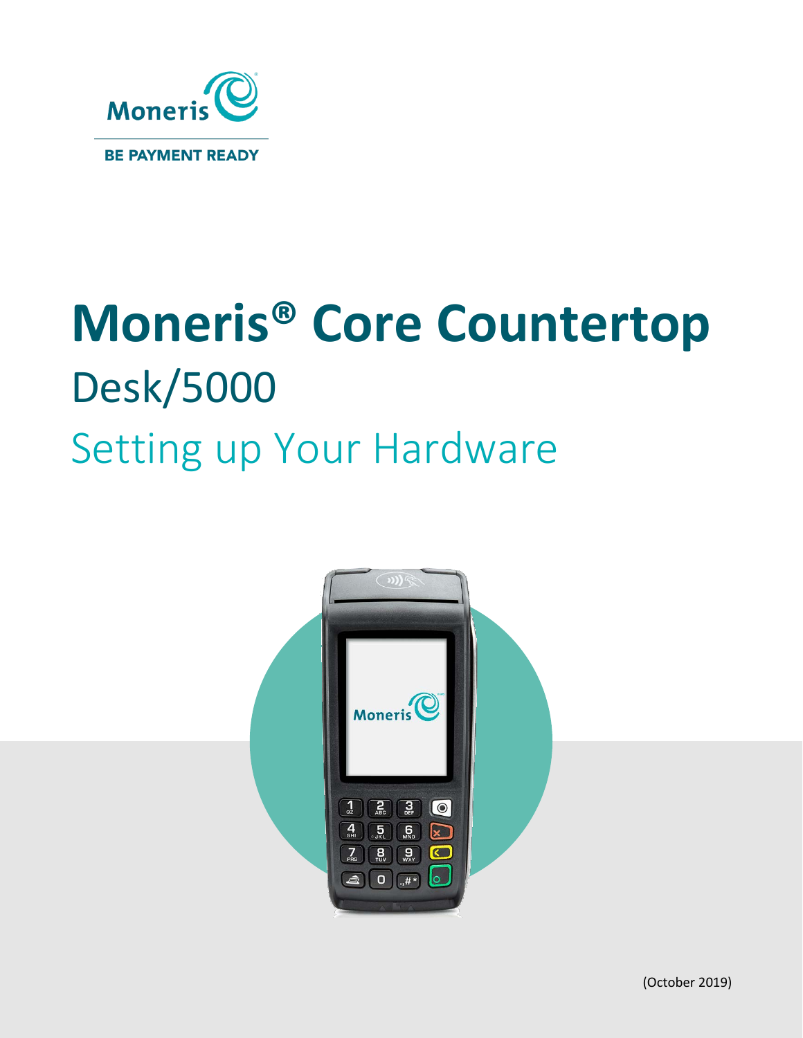Moneris

BE PAYMENT READY

# Moneris® Core Countertop

## Desk/5000

## Setting up Your Hardware

(October 2019)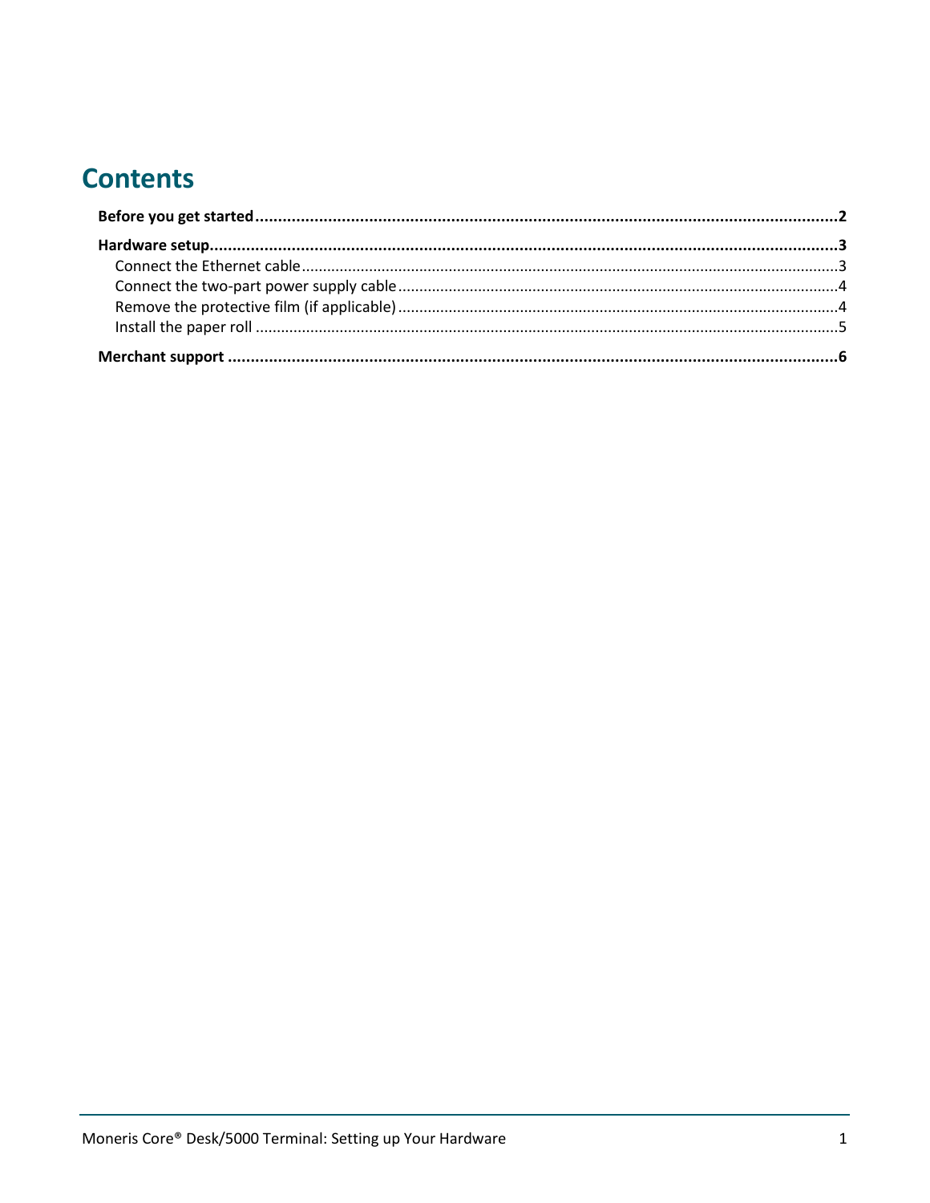# Contents

**Before you get started ........................................................................................................................2**

**Hardware setup..................................................................................................................................3**

Connect the Ethernet cable ..............................................................................................................3

Connect the two-part power supply cable ........................................................................................4

Remove the protective film (if applicable) ........................................................................................4

Install the paper roll ..........................................................................................................................5

**Merchant support ..............................................................................................................................6**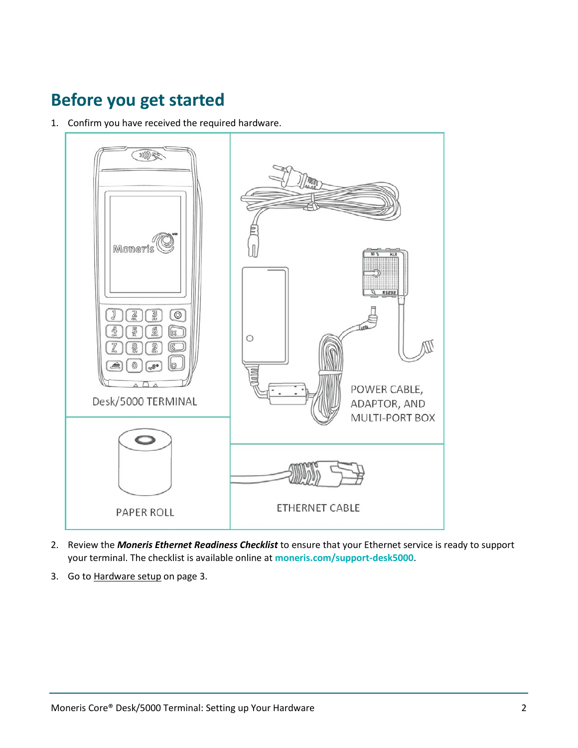# Before you get started

1. Confirm you have received the required hardware.

| Desk/5000 TERMINAL | POWER CABLE, ADAPTOR, AND MULTI-PORT BOX |
| --- | --- |
| PAPER ROLL | ETHERNET CABLE |

2. Review the ***Moneris Ethernet Readiness Checklist*** to ensure that your Ethernet service is ready to support your terminal. The checklist is available online at **moneris.com/support-desk5000**.

3. Go to Hardware setup on page 3.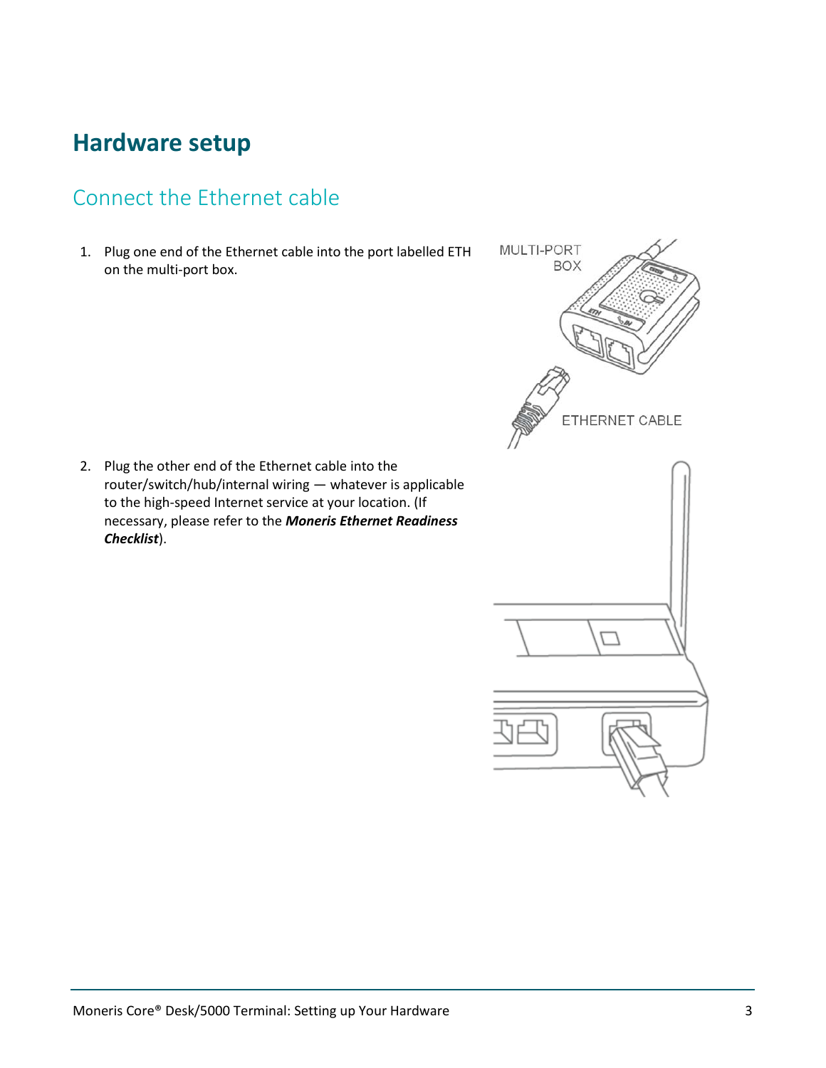# Hardware setup

## Connect the Ethernet cable

1. Plug one end of the Ethernet cable into the port labelled ETH on the multi-port box.

2. Plug the other end of the Ethernet cable into the router/switch/hub/internal wiring — whatever is applicable to the high-speed Internet service at your location. (If necessary, please refer to the ***Moneris Ethernet Readiness Checklist***).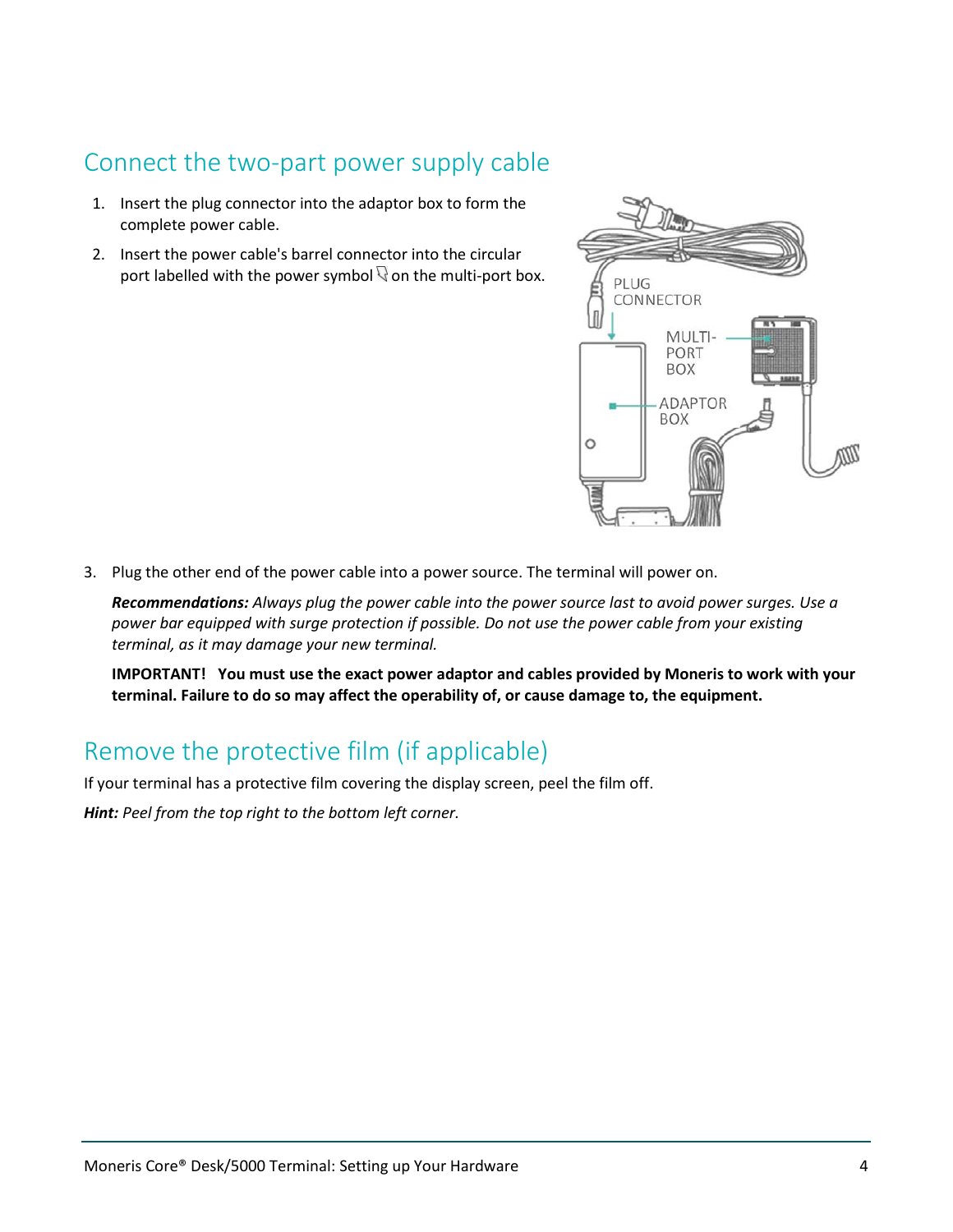## Connect the two-part power supply cable

1. Insert the plug connector into the adaptor box to form the complete power cable.
2. Insert the power cable's barrel connector into the circular port labelled with the power symbol on the multi-port box.
3. Plug the other end of the power cable into a power source. The terminal will power on.

   ***Recommendations:*** *Always plug the power cable into the power source last to avoid power surges. Use a power bar equipped with surge protection if possible. Do not use the power cable from your existing terminal, as it may damage your new terminal.*

   **IMPORTANT! You must use the exact power adaptor and cables provided by Moneris to work with your terminal. Failure to do so may affect the operability of, or cause damage to, the equipment.**

## Remove the protective film (if applicable)

If your terminal has a protective film covering the display screen, peel the film off.

***Hint:*** *Peel from the top right to the bottom left corner.*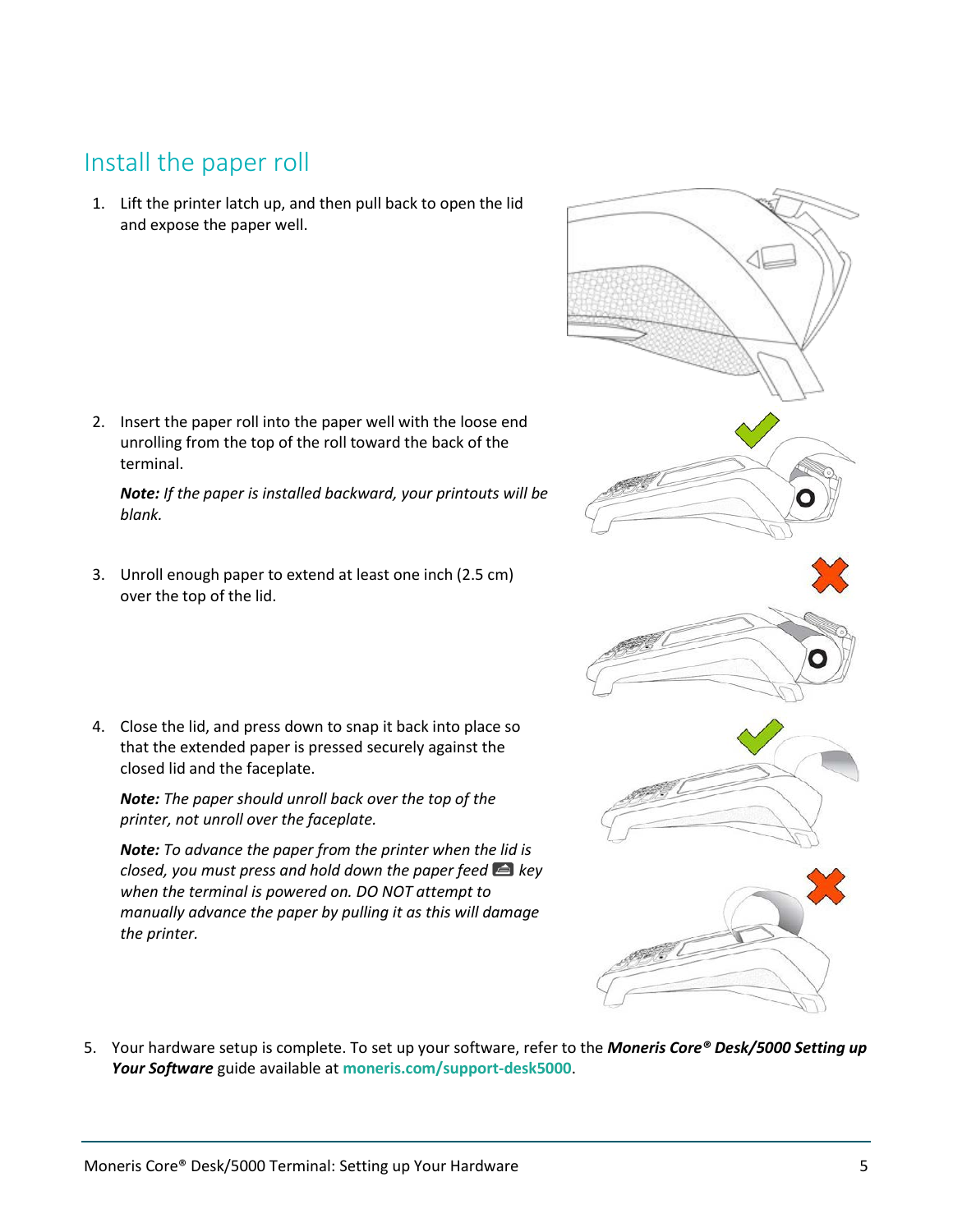## Install the paper roll

1. Lift the printer latch up, and then pull back to open the lid and expose the paper well.

2. Insert the paper roll into the paper well with the loose end unrolling from the top of the roll toward the back of the terminal.

   ***Note:*** *If the paper is installed backward, your printouts will be blank.*

3. Unroll enough paper to extend at least one inch (2.5 cm) over the top of the lid.

4. Close the lid, and press down to snap it back into place so that the extended paper is pressed securely against the closed lid and the faceplate.

   ***Note:*** *The paper should unroll back over the top of the printer, not unroll over the faceplate.*

   ***Note:*** *To advance the paper from the printer when the lid is closed, you must press and hold down the paper feed key when the terminal is powered on. DO NOT attempt to manually advance the paper by pulling it as this will damage the printer.*

5. Your hardware setup is complete. To set up your software, refer to the ***Moneris Core® Desk/5000 Setting up Your Software*** guide available at **moneris.com/support-desk5000**.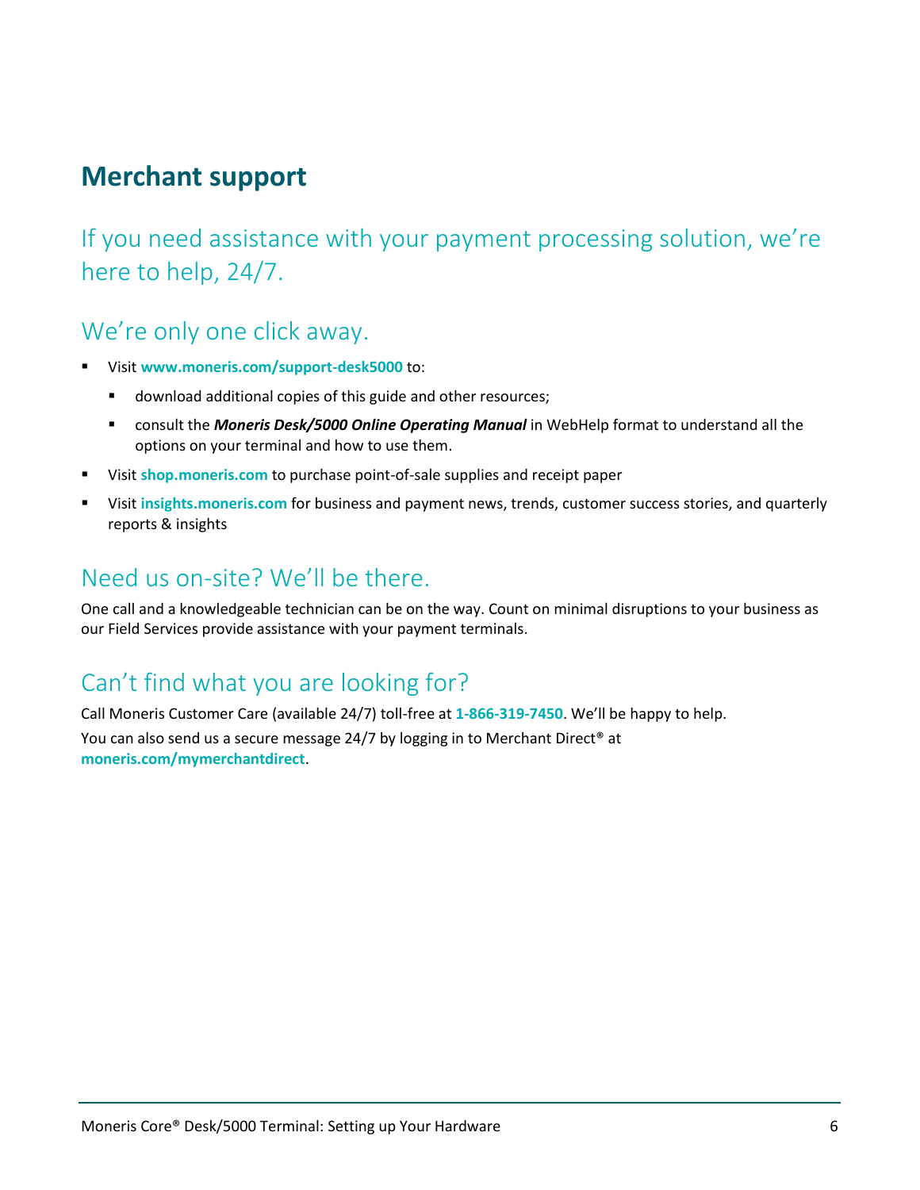# Merchant support

## If you need assistance with your payment processing solution, we're here to help, 24/7.

### We're only one click away.

- Visit **www.moneris.com/support-desk5000** to:
  - download additional copies of this guide and other resources;
  - consult the ***Moneris Desk/5000 Online Operating Manual*** in WebHelp format to understand all the options on your terminal and how to use them.
- Visit **shop.moneris.com** to purchase point-of-sale supplies and receipt paper
- Visit **insights.moneris.com** for business and payment news, trends, customer success stories, and quarterly reports & insights

### Need us on-site? We'll be there.

One call and a knowledgeable technician can be on the way. Count on minimal disruptions to your business as our Field Services provide assistance with your payment terminals.

### Can't find what you are looking for?

Call Moneris Customer Care (available 24/7) toll-free at **1-866-319-7450**. We'll be happy to help.

You can also send us a secure message 24/7 by logging in to Merchant Direct® at **moneris.com/mymerchantdirect**.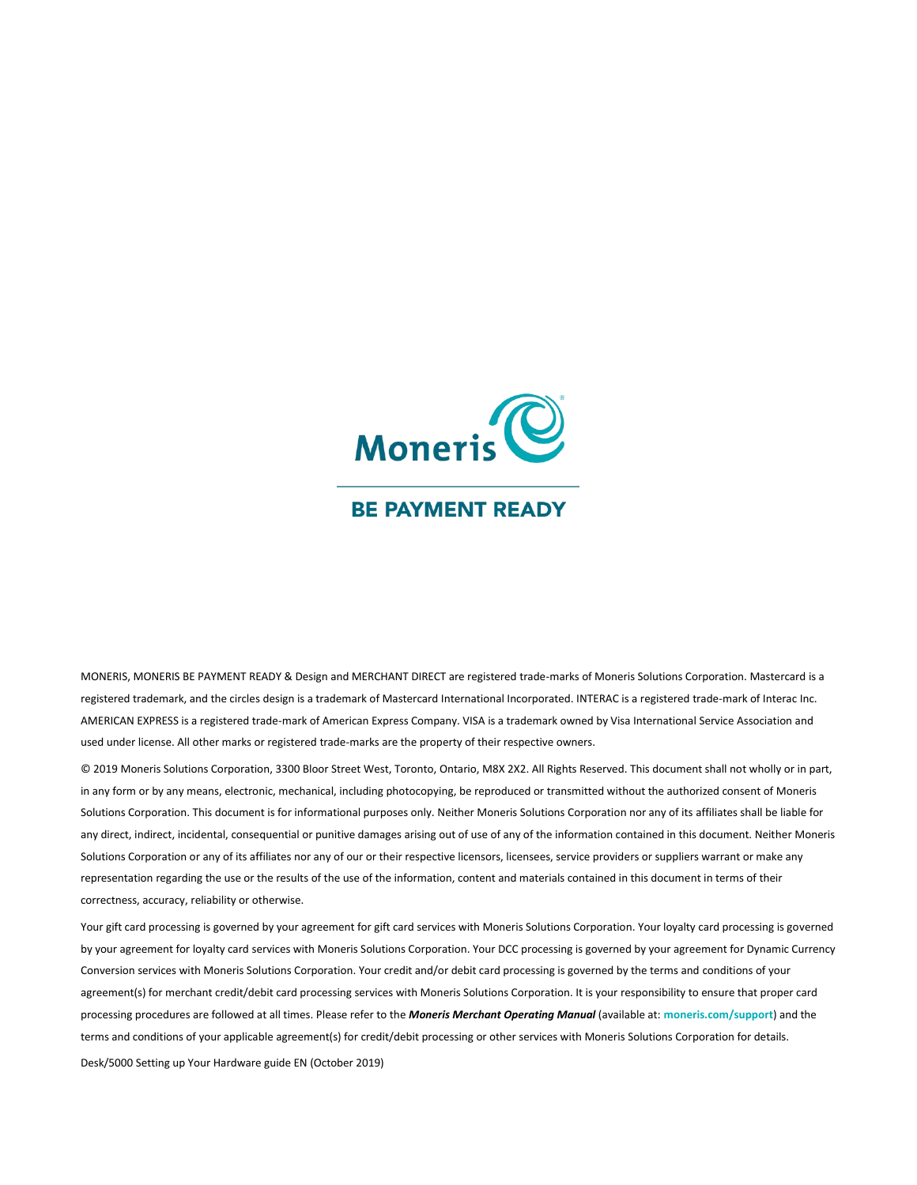Moneris

BE PAYMENT READY

MONERIS, MONERIS BE PAYMENT READY & Design and MERCHANT DIRECT are registered trade-marks of Moneris Solutions Corporation. Mastercard is a registered trademark, and the circles design is a trademark of Mastercard International Incorporated. INTERAC is a registered trade-mark of Interac Inc. AMERICAN EXPRESS is a registered trade-mark of American Express Company. VISA is a trademark owned by Visa International Service Association and used under license. All other marks or registered trade-marks are the property of their respective owners.

© 2019 Moneris Solutions Corporation, 3300 Bloor Street West, Toronto, Ontario, M8X 2X2. All Rights Reserved. This document shall not wholly or in part, in any form or by any means, electronic, mechanical, including photocopying, be reproduced or transmitted without the authorized consent of Moneris Solutions Corporation. This document is for informational purposes only. Neither Moneris Solutions Corporation nor any of its affiliates shall be liable for any direct, indirect, incidental, consequential or punitive damages arising out of use of any of the information contained in this document. Neither Moneris Solutions Corporation or any of its affiliates nor any of our or their respective licensors, licensees, service providers or suppliers warrant or make any representation regarding the use or the results of the use of the information, content and materials contained in this document in terms of their correctness, accuracy, reliability or otherwise.

Your gift card processing is governed by your agreement for gift card services with Moneris Solutions Corporation. Your loyalty card processing is governed by your agreement for loyalty card services with Moneris Solutions Corporation. Your DCC processing is governed by your agreement for Dynamic Currency Conversion services with Moneris Solutions Corporation. Your credit and/or debit card processing is governed by the terms and conditions of your agreement(s) for merchant credit/debit card processing services with Moneris Solutions Corporation. It is your responsibility to ensure that proper card processing procedures are followed at all times. Please refer to the ***Moneris Merchant Operating Manual*** (available at: **moneris.com/support**) and the terms and conditions of your applicable agreement(s) for credit/debit processing or other services with Moneris Solutions Corporation for details.

Desk/5000 Setting up Your Hardware guide EN (October 2019)